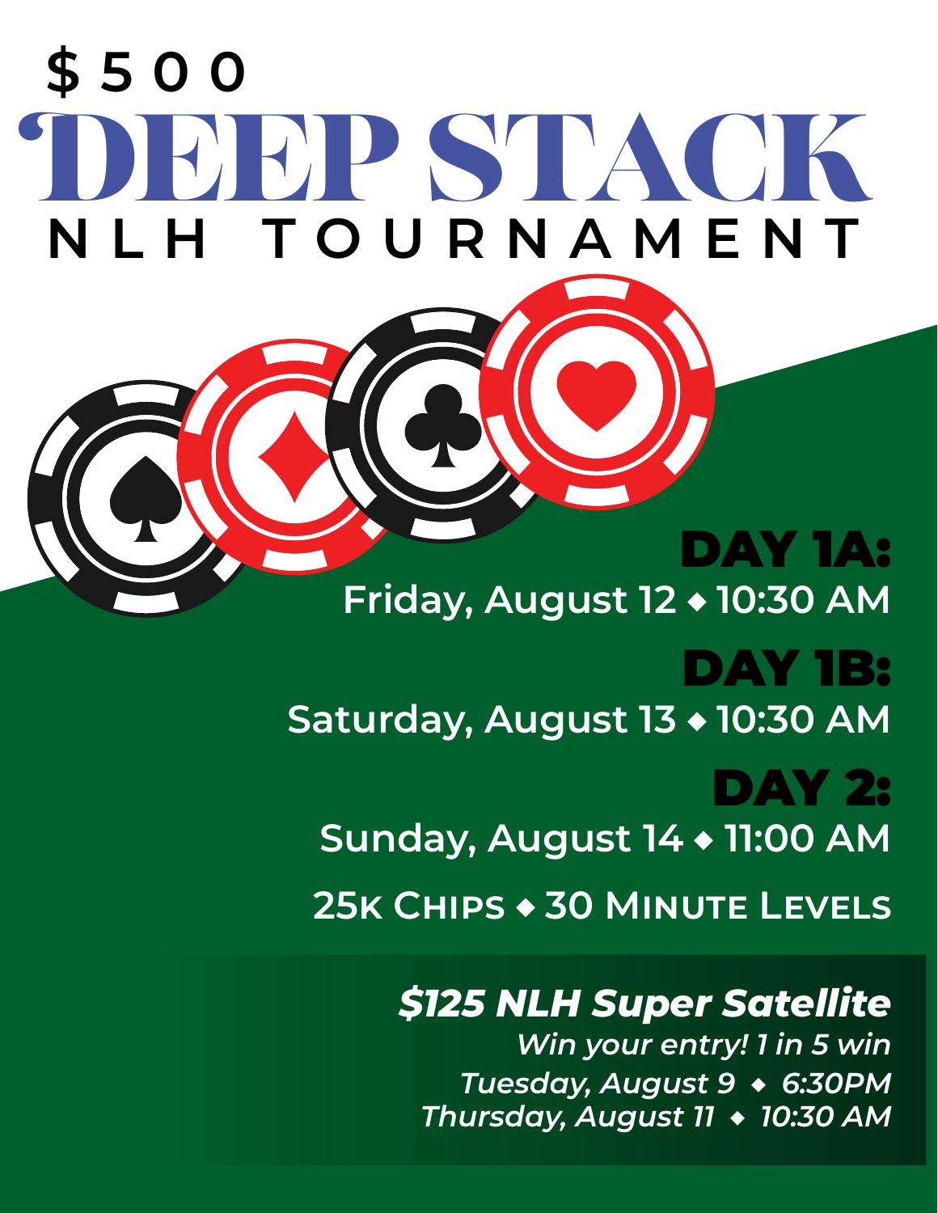# $500 DEEP STACK

## NLH TOURNAMENT

**DAY 1A:**
Friday, August 12 ◆ 10:30 AM

**DAY 1B:**
Saturday, August 13 ◆ 10:30 AM

**DAY 2:**
Sunday, August 14 ◆ 11:00 AM

25K CHIPS ◆ 30 MINUTE LEVELS

***$125 NLH Super Satellite***

*Win your entry! 1 in 5 win*

*Tuesday, August 9 ◆ 6:30PM*

*Thursday, August 11 ◆ 10:30 AM*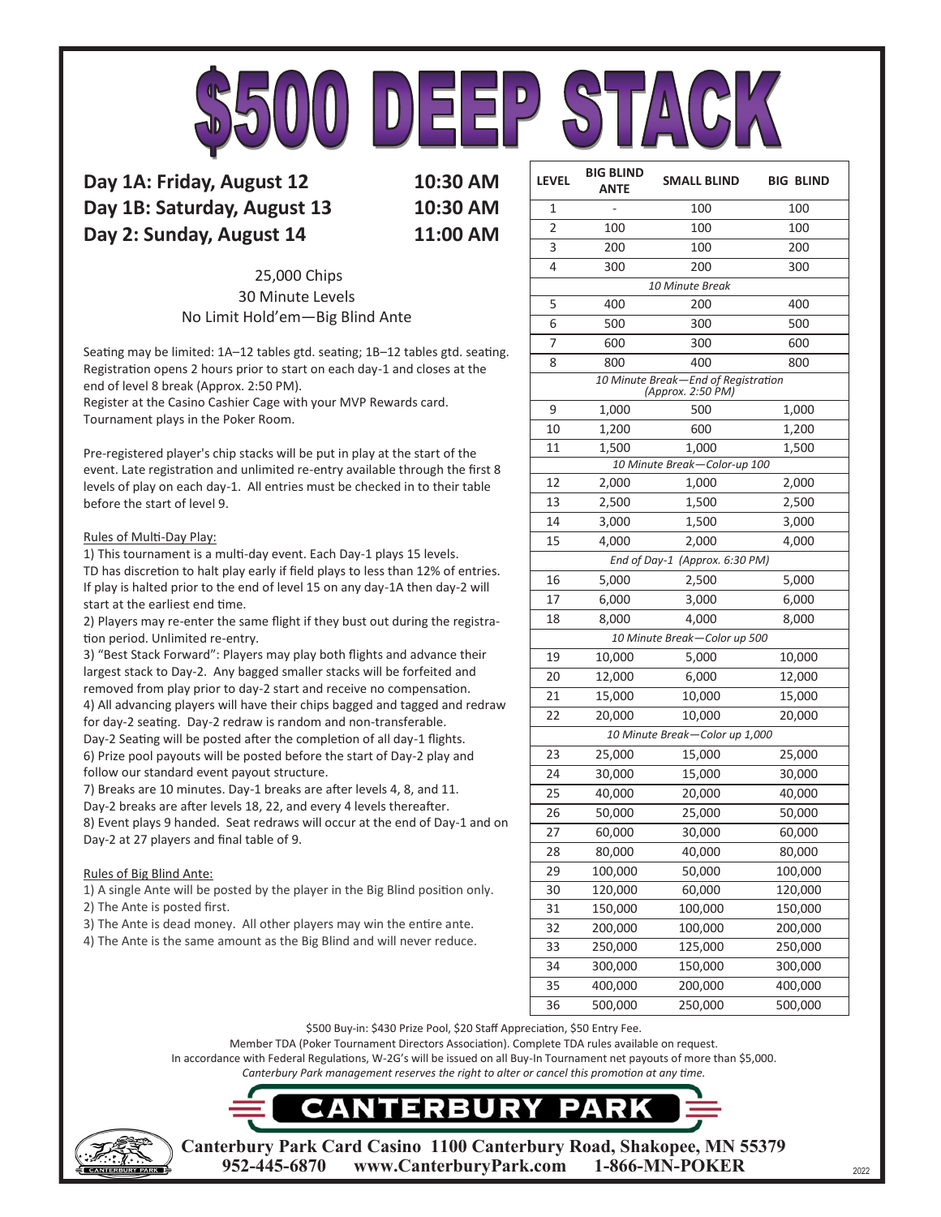# $500 DEEP STACK

**Day 1A: Friday, August 12 — 10:30 AM**
**Day 1B: Saturday, August 13 — 10:30 AM**
**Day 2: Sunday, August 14 — 11:00 AM**

25,000 Chips
30 Minute Levels
No Limit Hold'em—Big Blind Ante

Seating may be limited: 1A–12 tables gtd. seating; 1B–12 tables gtd. seating. Registration opens 2 hours prior to start on each day-1 and closes at the end of level 8 break (Approx. 2:50 PM).
Register at the Casino Cashier Cage with your MVP Rewards card.
Tournament plays in the Poker Room.

Pre-registered player's chip stacks will be put in play at the start of the event. Late registration and unlimited re-entry available through the first 8 levels of play on each day-1. All entries must be checked in to their table before the start of level 9.

Rules of Multi-Day Play:

1) This tournament is a multi-day event. Each Day-1 plays 15 levels. TD has discretion to halt play early if field plays to less than 12% of entries. If play is halted prior to the end of level 15 on any day-1A then day-2 will start at the earliest end time.
2) Players may re-enter the same flight if they bust out during the registration period. Unlimited re-entry.
3) "Best Stack Forward": Players may play both flights and advance their largest stack to Day-2. Any bagged smaller stacks will be forfeited and removed from play prior to day-2 start and receive no compensation.
4) All advancing players will have their chips bagged and tagged and redraw for day-2 seating. Day-2 redraw is random and non-transferable. Day-2 Seating will be posted after the completion of all day-1 flights.
6) Prize pool payouts will be posted before the start of Day-2 play and follow our standard event payout structure.
7) Breaks are 10 minutes. Day-1 breaks are after levels 4, 8, and 11. Day-2 breaks are after levels 18, 22, and every 4 levels thereafter.
8) Event plays 9 handed. Seat redraws will occur at the end of Day-1 and on Day-2 at 27 players and final table of 9.

Rules of Big Blind Ante:

1) A single Ante will be posted by the player in the Big Blind position only.
2) The Ante is posted first.
3) The Ante is dead money. All other players may win the entire ante.
4) The Ante is the same amount as the Big Blind and will never reduce.

| LEVEL | BIG BLIND ANTE | SMALL BLIND | BIG BLIND |
|---|---|---|---|
| 1 | - | 100 | 100 |
| 2 | 100 | 100 | 100 |
| 3 | 200 | 100 | 200 |
| 4 | 300 | 200 | 300 |
| *10 Minute Break* | | | |
| 5 | 400 | 200 | 400 |
| 6 | 500 | 300 | 500 |
| 7 | 600 | 300 | 600 |
| 8 | 800 | 400 | 800 |
| *10 Minute Break—End of Registration (Approx. 2:50 PM)* | | | |
| 9 | 1,000 | 500 | 1,000 |
| 10 | 1,200 | 600 | 1,200 |
| 11 | 1,500 | 1,000 | 1,500 |
| *10 Minute Break—Color-up 100* | | | |
| 12 | 2,000 | 1,000 | 2,000 |
| 13 | 2,500 | 1,500 | 2,500 |
| 14 | 3,000 | 1,500 | 3,000 |
| 15 | 4,000 | 2,000 | 4,000 |
| *End of Day-1 (Approx. 6:30 PM)* | | | |
| 16 | 5,000 | 2,500 | 5,000 |
| 17 | 6,000 | 3,000 | 6,000 |
| 18 | 8,000 | 4,000 | 8,000 |
| *10 Minute Break—Color up 500* | | | |
| 19 | 10,000 | 5,000 | 10,000 |
| 20 | 12,000 | 6,000 | 12,000 |
| 21 | 15,000 | 10,000 | 15,000 |
| 22 | 20,000 | 10,000 | 20,000 |
| *10 Minute Break—Color up 1,000* | | | |
| 23 | 25,000 | 15,000 | 25,000 |
| 24 | 30,000 | 15,000 | 30,000 |
| 25 | 40,000 | 20,000 | 40,000 |
| 26 | 50,000 | 25,000 | 50,000 |
| 27 | 60,000 | 30,000 | 60,000 |
| 28 | 80,000 | 40,000 | 80,000 |
| 29 | 100,000 | 50,000 | 100,000 |
| 30 | 120,000 | 60,000 | 120,000 |
| 31 | 150,000 | 100,000 | 150,000 |
| 32 | 200,000 | 100,000 | 200,000 |
| 33 | 250,000 | 125,000 | 250,000 |
| 34 | 300,000 | 150,000 | 300,000 |
| 35 | 400,000 | 200,000 | 400,000 |
| 36 | 500,000 | 250,000 | 500,000 |

$500 Buy-in: $430 Prize Pool, $20 Staff Appreciation, $50 Entry Fee.
Member TDA (Poker Tournament Directors Association). Complete TDA rules available on request.
In accordance with Federal Regulations, W-2G's will be issued on all Buy-In Tournament net payouts of more than $5,000.
*Canterbury Park management reserves the right to alter or cancel this promotion at any time.*

**CANTERBURY PARK**

**Canterbury Park Card Casino 1100 Canterbury Road, Shakopee, MN 55379**
**952-445-6870 www.CanterburyPark.com 1-866-MN-POKER**

2022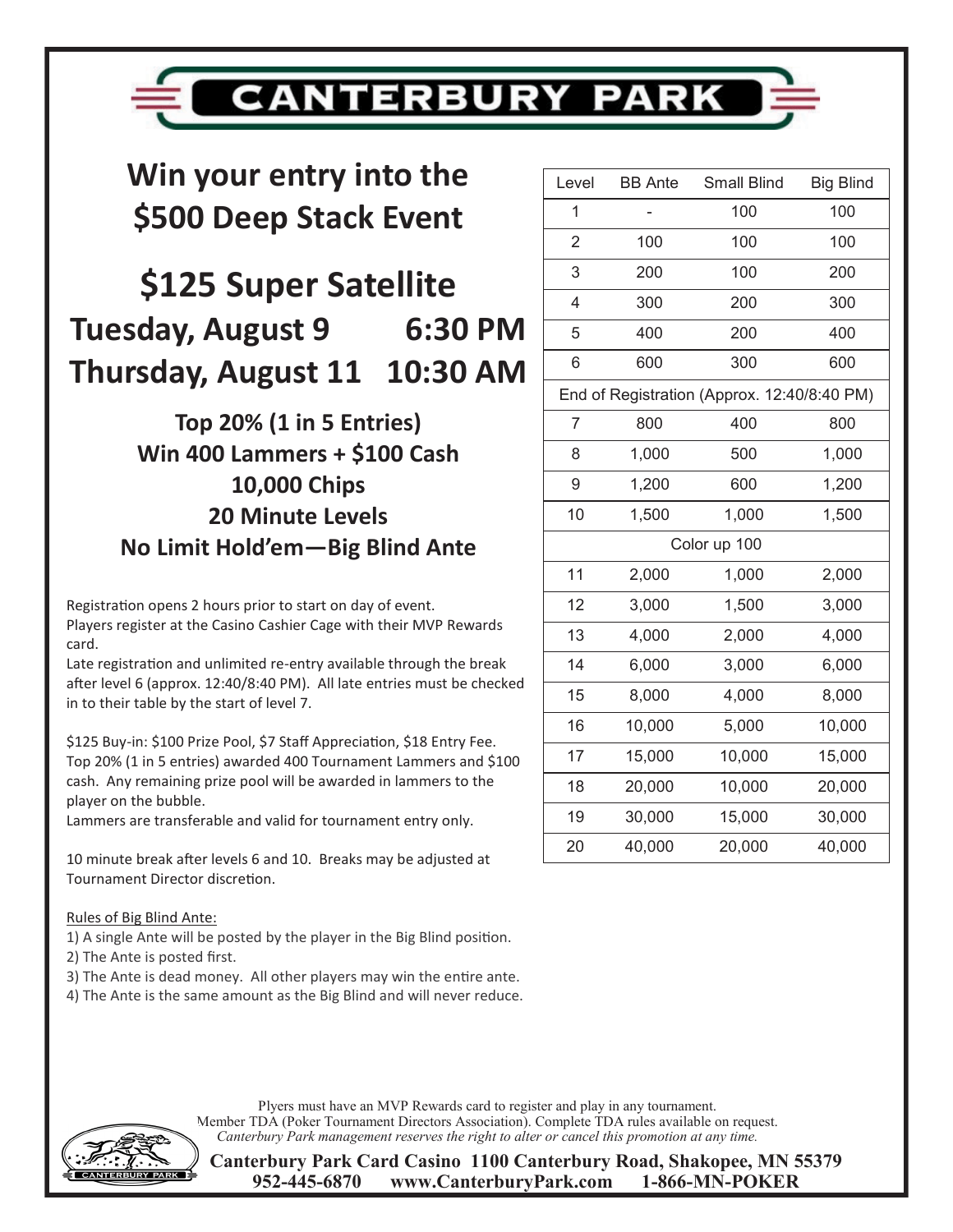# CANTERBURY PARK

## Win your entry into the $500 Deep Stack Event

## $125 Super Satellite

**Tuesday, August 9 6:30 PM**
**Thursday, August 11 10:30 AM**

**Top 20% (1 in 5 Entries)**
**Win 400 Lammers + $100 Cash**
**10,000 Chips**
**20 Minute Levels**
**No Limit Hold'em—Big Blind Ante**

Registration opens 2 hours prior to start on day of event.
Players register at the Casino Cashier Cage with their MVP Rewards card.
Late registration and unlimited re-entry available through the break after level 6 (approx. 12:40/8:40 PM). All late entries must be checked in to their table by the start of level 7.

$125 Buy-in: $100 Prize Pool, $7 Staff Appreciation, $18 Entry Fee.
Top 20% (1 in 5 entries) awarded 400 Tournament Lammers and $100 cash. Any remaining prize pool will be awarded in lammers to the player on the bubble.
Lammers are transferable and valid for tournament entry only.

10 minute break after levels 6 and 10. Breaks may be adjusted at Tournament Director discretion.

Rules of Big Blind Ante:
1) A single Ante will be posted by the player in the Big Blind position.
2) The Ante is posted first.
3) The Ante is dead money. All other players may win the entire ante.
4) The Ante is the same amount as the Big Blind and will never reduce.

| Level | BB Ante | Small Blind | Big Blind |
|---|---|---|---|
| 1 | - | 100 | 100 |
| 2 | 100 | 100 | 100 |
| 3 | 200 | 100 | 200 |
| 4 | 300 | 200 | 300 |
| 5 | 400 | 200 | 400 |
| 6 | 600 | 300 | 600 |
| End of Registration (Approx. 12:40/8:40 PM) | | | |
| 7 | 800 | 400 | 800 |
| 8 | 1,000 | 500 | 1,000 |
| 9 | 1,200 | 600 | 1,200 |
| 10 | 1,500 | 1,000 | 1,500 |
| Color up 100 | | | |
| 11 | 2,000 | 1,000 | 2,000 |
| 12 | 3,000 | 1,500 | 3,000 |
| 13 | 4,000 | 2,000 | 4,000 |
| 14 | 6,000 | 3,000 | 6,000 |
| 15 | 8,000 | 4,000 | 8,000 |
| 16 | 10,000 | 5,000 | 10,000 |
| 17 | 15,000 | 10,000 | 15,000 |
| 18 | 20,000 | 10,000 | 20,000 |
| 19 | 30,000 | 15,000 | 30,000 |
| 20 | 40,000 | 20,000 | 40,000 |

Plyers must have an MVP Rewards card to register and play in any tournament.
Member TDA (Poker Tournament Directors Association). Complete TDA rules available on request.
*Canterbury Park management reserves the right to alter or cancel this promotion at any time.*

**Canterbury Park Card Casino 1100 Canterbury Road, Shakopee, MN 55379**
**952-445-6870 www.CanterburyPark.com 1-866-MN-POKER**